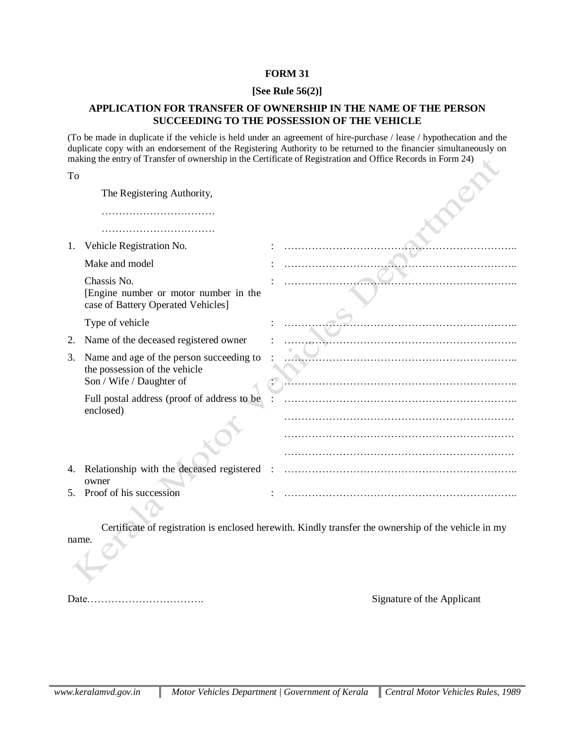**FORM 31**

**[See Rule 56(2)]**

**APPLICATION FOR TRANSFER OF OWNERSHIP IN THE NAME OF THE PERSON SUCCEEDING TO THE POSSESSION OF THE VEHICLE**

(To be made in duplicate if the vehicle is held under an agreement of hire-purchase / lease / hypothecation and the duplicate copy with an endorsement of the Registering Authority to be returned to the financier simultaneously on making the entry of Transfer of ownership in the Certificate of Registration and Office Records in Form 24)

To

The Registering Authority,

……………………………

……………………………

1. Vehicle Registration No. : ……………………………………………………………..

   Make and model : ……………………………………………………………..

   Chassis No.
   [Engine number or motor number in the case of Battery Operated Vehicles] : ……………………………………………………………..

   Type of vehicle : ……………………………………………………………..

2. Name of the deceased registered owner : ……………………………………………………………..

3. Name and age of the person succeeding to the possession of the vehicle : ……………………………………………………………..

   Son / Wife / Daughter of : ……………………………………………………………..

   Full postal address (proof of address to be enclosed) : ……………………………………………………………..

   …………………………………………………………….

   …………………………………………………………….

   …………………………………………………………….

4. Relationship with the deceased registered owner : ……………………………………………………………..

5. Proof of his succession : ……………………………………………………………..

Certificate of registration is enclosed herewith. Kindly transfer the ownership of the vehicle in my name.

Date…………………………….

Signature of the Applicant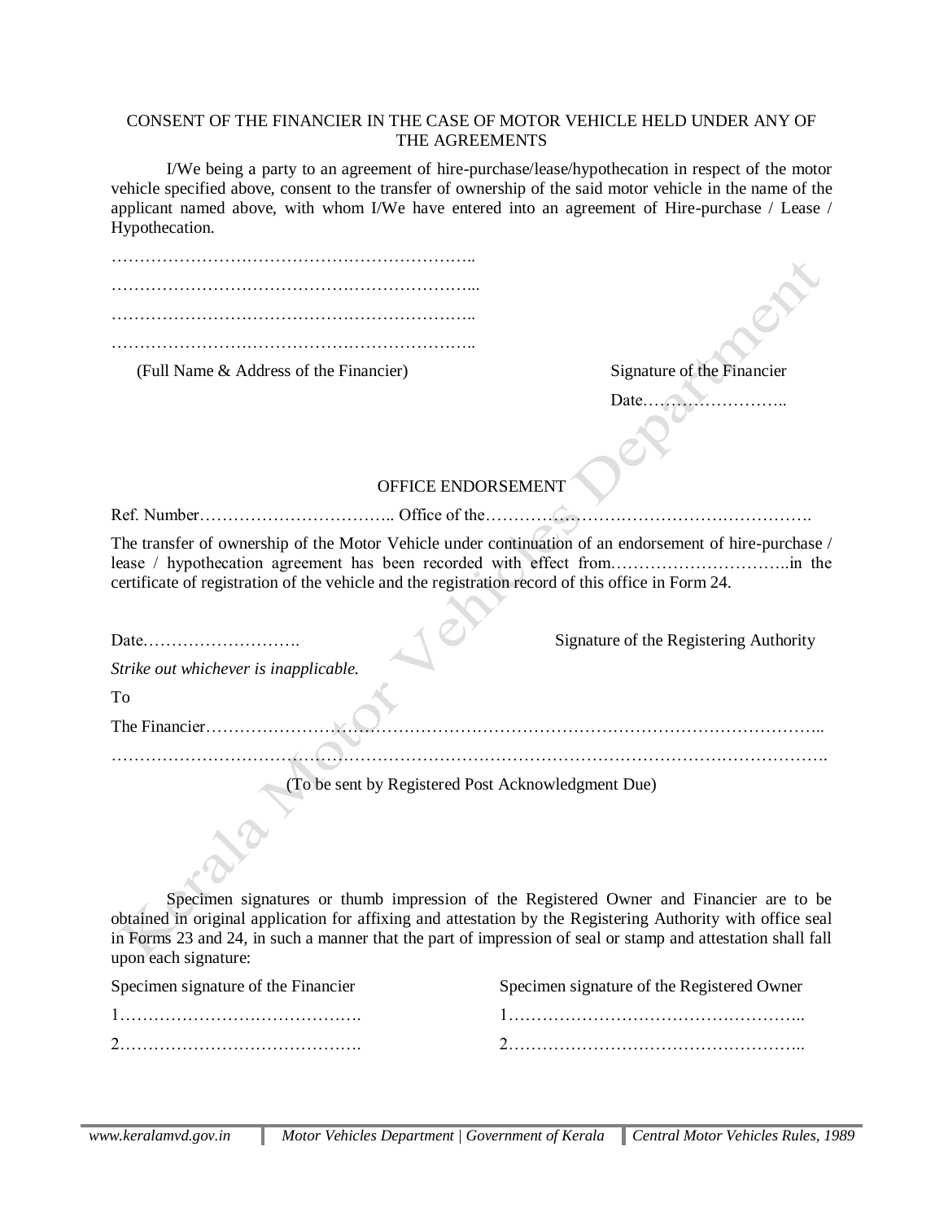## CONSENT OF THE FINANCIER IN THE CASE OF MOTOR VEHICLE HELD UNDER ANY OF THE AGREEMENTS

I/We being a party to an agreement of hire-purchase/lease/hypothecation in respect of the motor vehicle specified above, consent to the transfer of ownership of the said motor vehicle in the name of the applicant named above, with whom I/We have entered into an agreement of Hire-purchase / Lease / Hypothecation.

………………………………………………………..

………………………………………………………...

………………………………………………………..

………………………………………………………..

(Full Name & Address of the Financier)

Signature of the Financier

Date……………………..

## OFFICE ENDORSEMENT

Ref. Number…………………………….. Office of the…………………………………………………….

The transfer of ownership of the Motor Vehicle under continuation of an endorsement of hire-purchase / lease / hypothecation agreement has been recorded with effect from…………………………..in the certificate of registration of the vehicle and the registration record of this office in Form 24.

Date……………………….

Signature of the Registering Authority

*Strike out whichever is inapplicable.*

To

The Financier……………………………………………………………………………………………..

…………………………………………………………………………………………………………….

(To be sent by Registered Post Acknowledgment Due)

Specimen signatures or thumb impression of the Registered Owner and Financier are to be obtained in original application for affixing and attestation by the Registering Authority with office seal in Forms 23 and 24, in such a manner that the part of impression of seal or stamp and attestation shall fall upon each signature:

| Specimen signature of the Financier | Specimen signature of the Registered Owner |
|---|---|
| 1……………………………………. | 1…………………………………………….. |
| 2……………………………………. | 2…………………………………………….. |